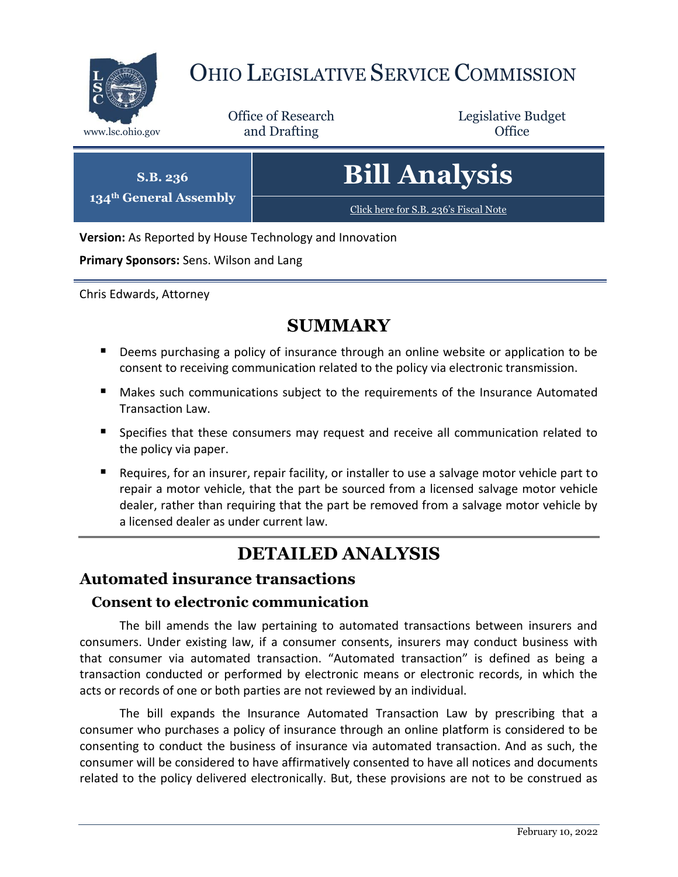# OHIO LEGISLATIVE SERVICE COMMISSION

www.lsc.ohio.gov

Office of Research and Drafting

Legislative Budget Office

**S.B. 236**
**134th General Assembly**

# Bill Analysis

Click here for S.B. 236's Fiscal Note

**Version:** As Reported by House Technology and Innovation

**Primary Sponsors:** Sens. Wilson and Lang

Chris Edwards, Attorney

## SUMMARY

- Deems purchasing a policy of insurance through an online website or application to be consent to receiving communication related to the policy via electronic transmission.
- Makes such communications subject to the requirements of the Insurance Automated Transaction Law.
- Specifies that these consumers may request and receive all communication related to the policy via paper.
- Requires, for an insurer, repair facility, or installer to use a salvage motor vehicle part to repair a motor vehicle, that the part be sourced from a licensed salvage motor vehicle dealer, rather than requiring that the part be removed from a salvage motor vehicle by a licensed dealer as under current law.

## DETAILED ANALYSIS

## Automated insurance transactions

### Consent to electronic communication

The bill amends the law pertaining to automated transactions between insurers and consumers. Under existing law, if a consumer consents, insurers may conduct business with that consumer via automated transaction. "Automated transaction" is defined as being a transaction conducted or performed by electronic means or electronic records, in which the acts or records of one or both parties are not reviewed by an individual.

The bill expands the Insurance Automated Transaction Law by prescribing that a consumer who purchases a policy of insurance through an online platform is considered to be consenting to conduct the business of insurance via automated transaction. And as such, the consumer will be considered to have affirmatively consented to have all notices and documents related to the policy delivered electronically. But, these provisions are not to be construed as

February 10, 2022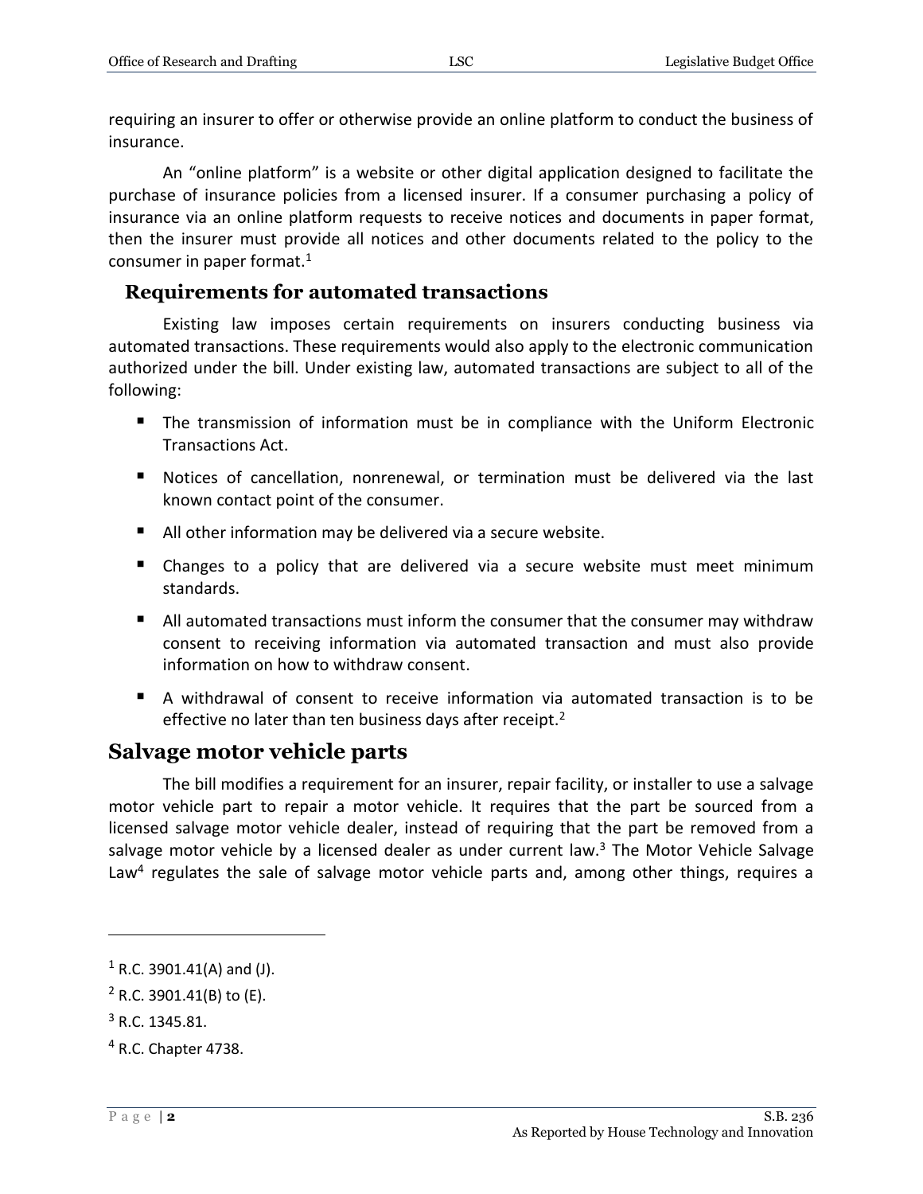requiring an insurer to offer or otherwise provide an online platform to conduct the business of insurance.

An "online platform" is a website or other digital application designed to facilitate the purchase of insurance policies from a licensed insurer. If a consumer purchasing a policy of insurance via an online platform requests to receive notices and documents in paper format, then the insurer must provide all notices and other documents related to the policy to the consumer in paper format.[1]

### Requirements for automated transactions

Existing law imposes certain requirements on insurers conducting business via automated transactions. These requirements would also apply to the electronic communication authorized under the bill. Under existing law, automated transactions are subject to all of the following:

- The transmission of information must be in compliance with the Uniform Electronic Transactions Act.
- Notices of cancellation, nonrenewal, or termination must be delivered via the last known contact point of the consumer.
- All other information may be delivered via a secure website.
- Changes to a policy that are delivered via a secure website must meet minimum standards.
- All automated transactions must inform the consumer that the consumer may withdraw consent to receiving information via automated transaction and must also provide information on how to withdraw consent.
- A withdrawal of consent to receive information via automated transaction is to be effective no later than ten business days after receipt.[2]

## Salvage motor vehicle parts

The bill modifies a requirement for an insurer, repair facility, or installer to use a salvage motor vehicle part to repair a motor vehicle. It requires that the part be sourced from a licensed salvage motor vehicle dealer, instead of requiring that the part be removed from a salvage motor vehicle by a licensed dealer as under current law.[3] The Motor Vehicle Salvage Law[4] regulates the sale of salvage motor vehicle parts and, among other things, requires a

---

[1] R.C. 3901.41(A) and (J).

[2] R.C. 3901.41(B) to (E).

[3] R.C. 1345.81.

[4] R.C. Chapter 4738.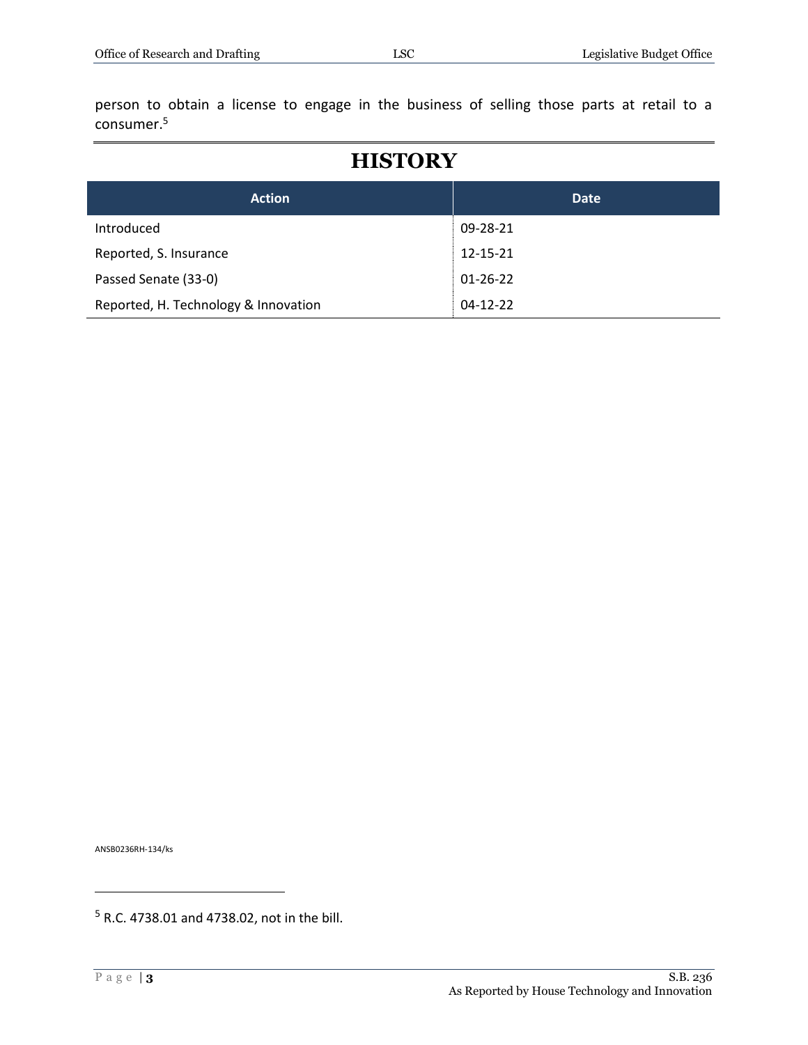person to obtain a license to engage in the business of selling those parts at retail to a consumer.[5]

# HISTORY

| Action | Date |
| --- | --- |
| Introduced | 09-28-21 |
| Reported, S. Insurance | 12-15-21 |
| Passed Senate (33-0) | 01-26-22 |
| Reported, H. Technology & Innovation | 04-12-22 |

ANSB0236RH-134/ks

[5] R.C. 4738.01 and 4738.02, not in the bill.